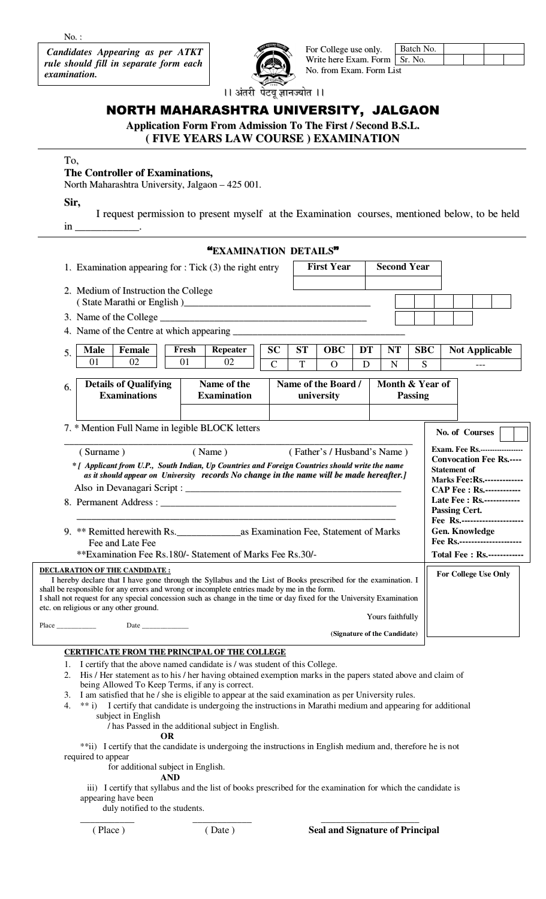No. :

***Candidates Appearing as per ATKT rule should fill in separate form each examination.***

For College use only. Write here Exam. Form No. from Exam. Form List

| Batch No. | | | | |
|---|---|---|---|---|
| Sr. No. | | | | |

।। अंतरी पेटवू ज्ञानज्योत ।।

# NORTH MAHARASHTRA UNIVERSITY, JALGAON

**Application Form From Admission To The First / Second B.S.L.**
**( FIVE YEARS LAW COURSE ) EXAMINATION**

To,
**The Controller of Examinations,**
North Maharashtra University, Jalgaon – 425 001.

**Sir,**

I request permission to present myself at the Examination courses, mentioned below, to be held in ____________.

## "EXAMINATION DETAILS"

1. Examination appearing for : Tick (3) the right entry

| First Year | Second Year |
|---|---|
| | |

2. Medium of Instruction the College ( State Marathi or English )_______________________________________
3. Name of the College _______________________________________
4. Name of the Centre at which appearing ___________________________________

5.

| Male | Female | Fresh | Repeater | SC | ST | OBC | DT | NT | SBC | Not Applicable |
|---|---|---|---|---|---|---|---|---|---|---|
| 01 | 02 | 01 | 02 | C | T | O | D | N | S | --- |

6.

| Details of Qualifying Examinations | Name of the Examination | Name of the Board / university | Month & Year of Passing |
|---|---|---|---|
| | | | |

7. * Mention Full Name in legible BLOCK letters

_________________________________________________________________

( Surname ) ( Name ) ( Father's / Husband's Name )

***[ Applicant from U.P., South Indian, Up Countries and Foreign Countries should write the name as it should appear on University records No change in the name will be made hereafter.]***

Also in Devanagari Script : _____________________________________________

8. Permanent Address : _____________________________________________

_________________________________________________________________

9. ** Remitted herewith Rs.____________as Examination Fee, Statement of Marks Fee and Late Fee

**Examination Fee Rs.180/- Statement of Marks Fee Rs.30/-

**No. of Courses**

**Exam. Fee Rs.-----------------**
**Convocation Fee Rs.----**
**Statement of Marks Fee:Rs.-------------**
**CAP Fee : Rs.------------**
**Late Fee : Rs.------------**
**Passing Cert. Fee Rs.---------------------**
**Gen. Knowledge Fee Rs.---------------------**
**Total Fee : Rs.------------**

**DECLARATION OF THE CANDIDATE :**

I hereby declare that I have gone through the Syllabus and the List of Books prescribed for the examination. I shall be responsible for any errors and wrong or incomplete entries made by me in the form.
I shall not request for any special concession such as change in the time or day fixed for the University Examination etc. on religious or any other ground.

Yours faithfully

Place __________ Date ____________

**(Signature of the Candidate)**

**For College Use Only**

**CERTIFICATE FROM THE PRINCIPAL OF THE COLLEGE**

1. I certify that the above named candidate is / was student of this College.
2. His / Her statement as to his / her having obtained exemption marks in the papers stated above and claim of being Allowed To Keep Terms, if any is correct.
3. I am satisfied that he / she is eligible to appear at the said examination as per University rules.
4. ** i) I certify that candidate is undergoing the instructions in Marathi medium and appearing for additional subject in English / has Passed in the additional subject in English.

**OR**

**ii) I certify that the candidate is undergoing the instructions in English medium and, therefore he is not required to appear for additional subject in English.

**AND**

iii) I certify that syllabus and the list of books prescribed for the examination for which the candidate is appearing have been duly notified to the students.

( Place ) ( Date ) **Seal and Signature of Principal**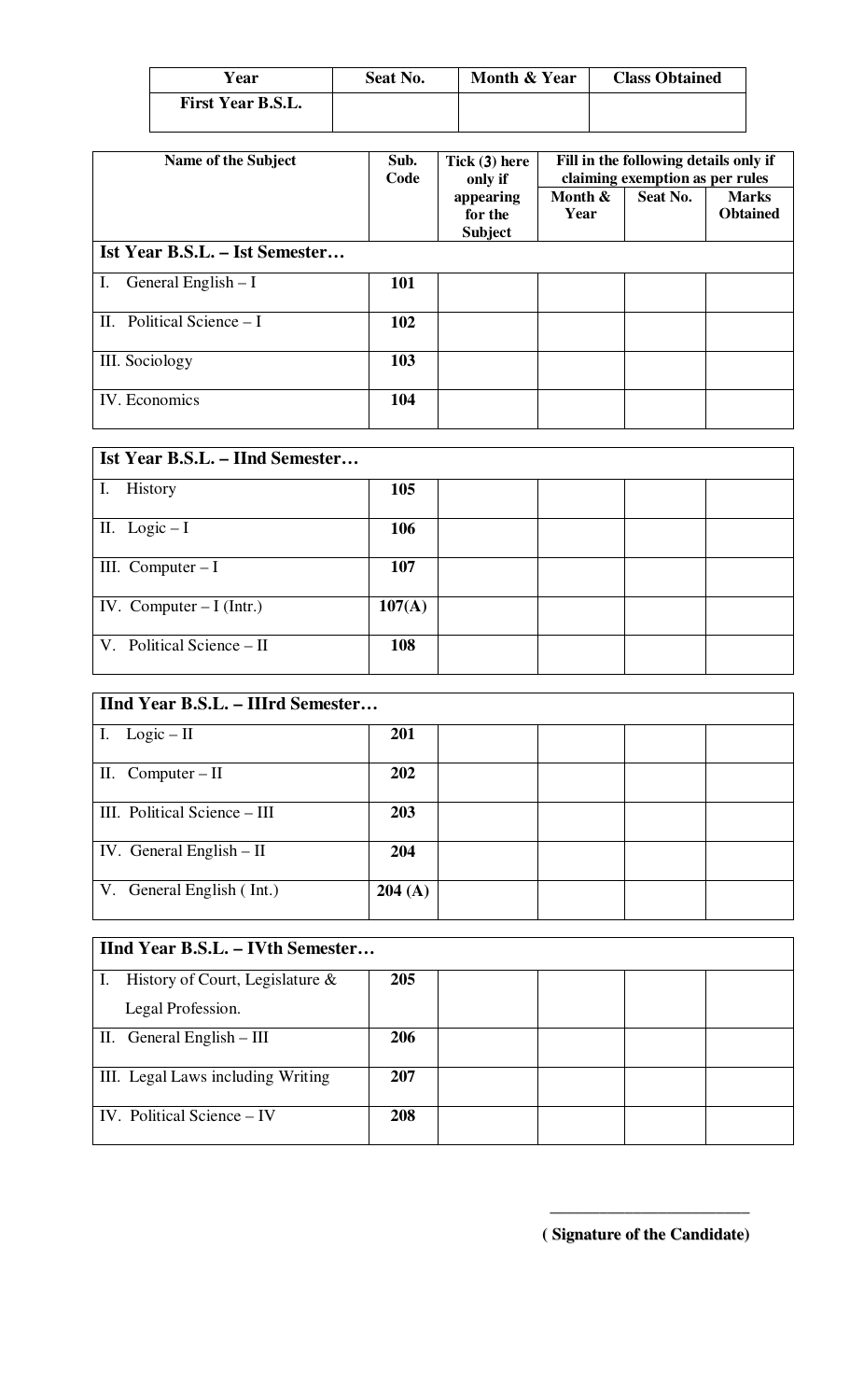| Year | Seat No. | Month & Year | Class Obtained |
|---|---|---|---|
| First Year B.S.L. | | | |

| Name of the Subject | Sub. Code | Tick (3) here only if appearing for the Subject | Fill in the following details only if claiming exemption as per rules | | |
|---|---|---|---|---|---|
| | | | Month & Year | Seat No. | Marks Obtained |
| **Ist Year B.S.L. – Ist Semester…** | | | | | |
| I. General English – I | **101** | | | | |
| II. Political Science – I | **102** | | | | |
| III. Sociology | **103** | | | | |
| IV. Economics | **104** | | | | |
| **Ist Year B.S.L. – IInd Semester…** | | | | | |
| I. History | **105** | | | | |
| II. Logic – I | **106** | | | | |
| III. Computer – I | **107** | | | | |
| IV. Computer – I (Intr.) | **107(A)** | | | | |
| V. Political Science – II | **108** | | | | |
| **IInd Year B.S.L. – IIIrd Semester…** | | | | | |
| I. Logic – II | **201** | | | | |
| II. Computer – II | **202** | | | | |
| III. Political Science – III | **203** | | | | |
| IV. General English – II | **204** | | | | |
| V. General English ( Int.) | **204 (A)** | | | | |
| **IInd Year B.S.L. – IVth Semester…** | | | | | |
| I. History of Court, Legislature & Legal Profession. | **205** | | | | |
| II. General English – III | **206** | | | | |
| III. Legal Laws including Writing | **207** | | | | |
| IV. Political Science – IV | **208** | | | | |

_________________________

**( Signature of the Candidate)**